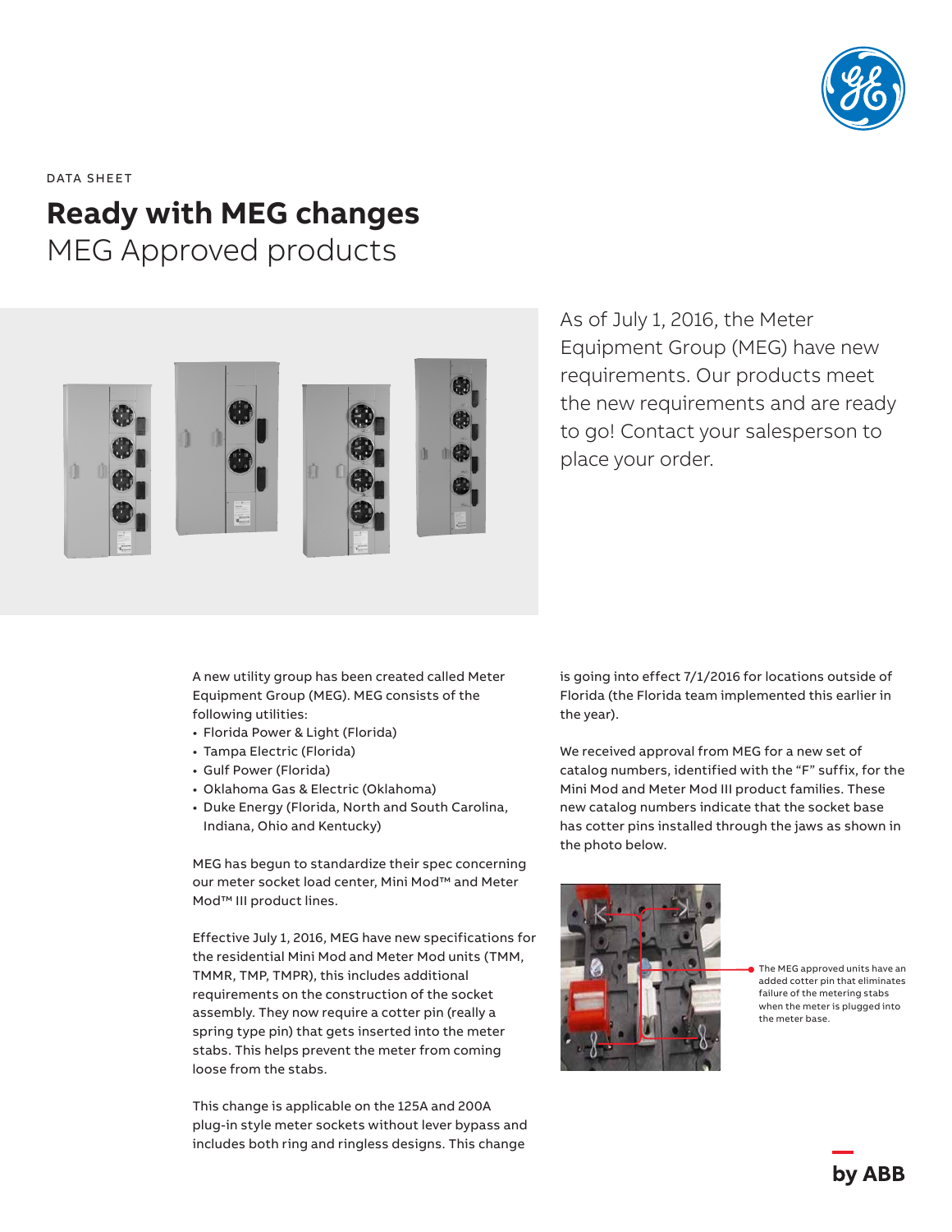DATA SHEET

# Ready with MEG changes

## MEG Approved products

As of July 1, 2016, the Meter Equipment Group (MEG) have new requirements. Our products meet the new requirements and are ready to go! Contact your salesperson to place your order.

A new utility group has been created called Meter Equipment Group (MEG). MEG consists of the following utilities:

- Florida Power & Light (Florida)
- Tampa Electric (Florida)
- Gulf Power (Florida)
- Oklahoma Gas & Electric (Oklahoma)
- Duke Energy (Florida, North and South Carolina, Indiana, Ohio and Kentucky)

MEG has begun to standardize their spec concerning our meter socket load center, Mini Mod™ and Meter Mod™ III product lines.

Effective July 1, 2016, MEG have new specifications for the residential Mini Mod and Meter Mod units (TMM, TMMR, TMP, TMPR), this includes additional requirements on the construction of the socket assembly. They now require a cotter pin (really a spring type pin) that gets inserted into the meter stabs. This helps prevent the meter from coming loose from the stabs.

This change is applicable on the 125A and 200A plug-in style meter sockets without lever bypass and includes both ring and ringless designs. This change is going into effect 7/1/2016 for locations outside of Florida (the Florida team implemented this earlier in the year).

We received approval from MEG for a new set of catalog numbers, identified with the "F" suffix, for the Mini Mod and Meter Mod III product families. These new catalog numbers indicate that the socket base has cotter pins installed through the jaws as shown in the photo below.

The MEG approved units have an added cotter pin that eliminates failure of the metering stabs when the meter is plugged into the meter base.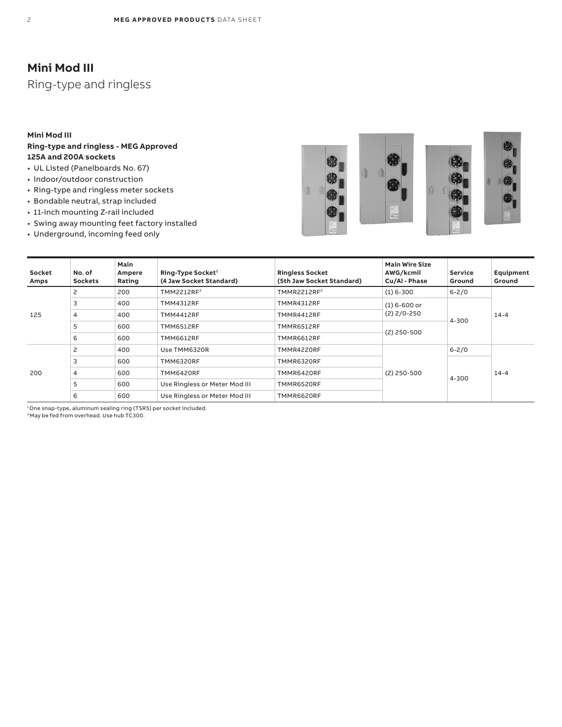## Mini Mod III

Ring-type and ringless

**Mini Mod III**
**Ring-type and ringless - MEG Approved**
**125A and 200A sockets**

- UL Listed (Panelboards No. 67)
- Indoor/outdoor construction
- Ring-type and ringless meter sockets
- Bondable neutral, strap included
- 11-inch mounting Z-rail included
- Swing away mounting feet factory installed
- Underground, incoming feed only

| Socket Amps | No. of Sockets | Main Ampere Rating | Ring-Type Socket[1] (4 Jaw Socket Standard) | Ringless Socket (5th Jaw Socket Standard) | Main Wire Size AWG/kcmil Cu/Al - Phase | Service Ground | Equipment Ground |
|---|---|---|---|---|---|---|---|
| 125 | 2 | 200 | TMM2212RF[2] | TMMR2212RF[2] | (1) 6-300 | 6-2/0 | 14-4 |
| | 3 | 400 | TMM4312RF | TMMR4312RF | (1) 6-600 or (2) 2/0-250 | 4-300 | |
| | 4 | 400 | TMM4412RF | TMMR4412RF | | | |
| | 5 | 600 | TMM6512RF | TMMR6512RF | (2) 250-500 | | |
| | 6 | 600 | TMM6612RF | TMMR6612RF | | | |
| 200 | 2 | 400 | Use TMM6320R | TMMR4220RF | (2) 250-500 | 6-2/0 | 14-4 |
| | 3 | 600 | TMM6320RF | TMMR6320RF | | 4-300 | |
| | 4 | 600 | TMM6420RF | TMMR6420RF | | | |
| | 5 | 600 | Use Ringless or Meter Mod III | TMMR6520RF | | | |
| | 6 | 600 | Use Ringless or Meter Mod III | TMMR6620RF | | | |

[1] One snap-type, aluminum sealing ring (TSR5) per socket included.
[2] May be fed from overhead. Use hub TC300.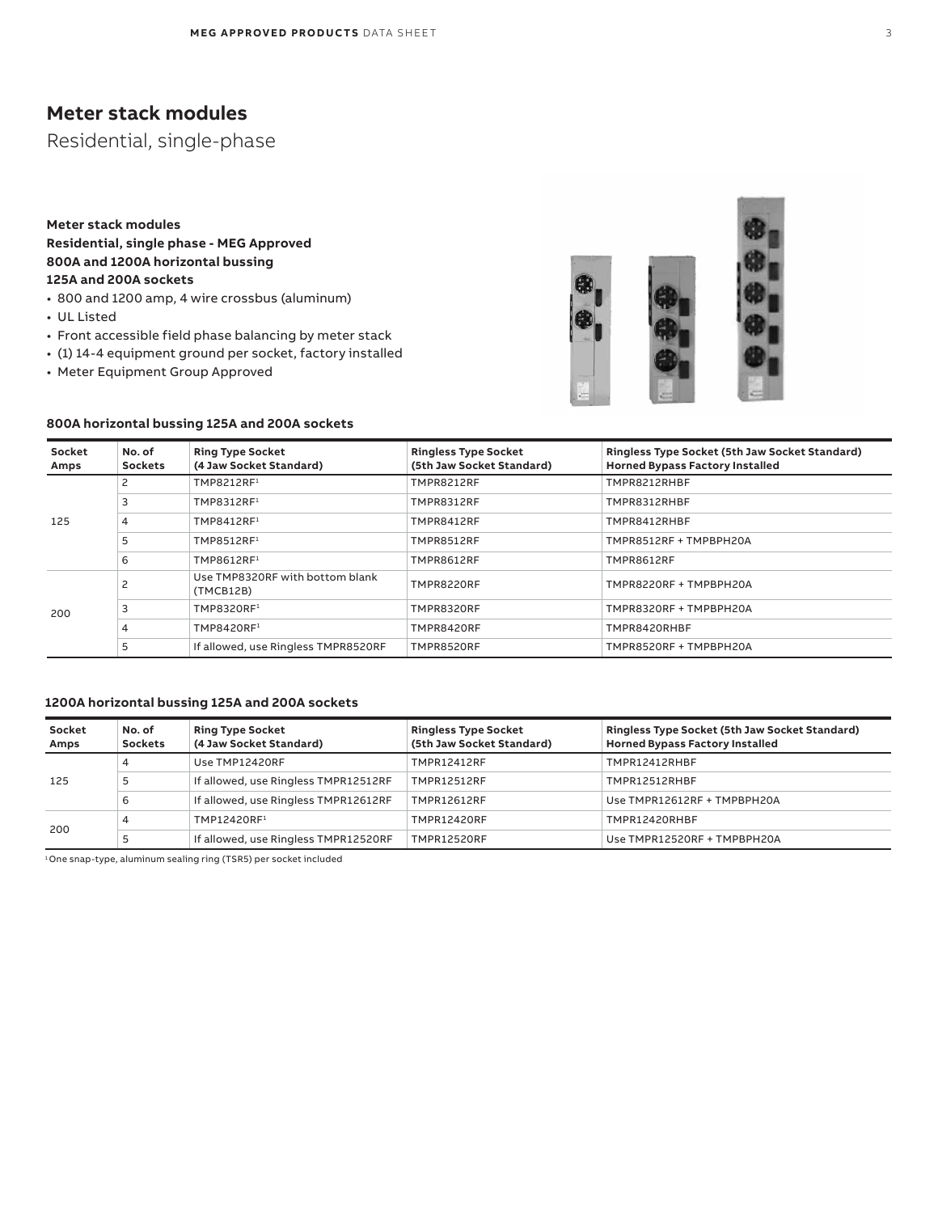# Meter stack modules

Residential, single-phase

**Meter stack modules**
**Residential, single phase - MEG Approved**
**800A and 1200A horizontal bussing**
**125A and 200A sockets**

- 800 and 1200 amp, 4 wire crossbus (aluminum)
- UL Listed
- Front accessible field phase balancing by meter stack
- (1) 14-4 equipment ground per socket, factory installed
- Meter Equipment Group Approved

### 800A horizontal bussing 125A and 200A sockets

| Socket Amps | No. of Sockets | Ring Type Socket (4 Jaw Socket Standard) | Ringless Type Socket (5th Jaw Socket Standard) | Ringless Type Socket (5th Jaw Socket Standard) Horned Bypass Factory Installed |
|---|---|---|---|---|
| 125 | 2 | TMP8212RF[1] | TMPR8212RF | TMPR8212RHBF |
| | 3 | TMP8312RF[1] | TMPR8312RF | TMPR8312RHBF |
| | 4 | TMP8412RF[1] | TMPR8412RF | TMPR8412RHBF |
| | 5 | TMP8512RF[1] | TMPR8512RF | TMPR8512RF + TMPBPH20A |
| | 6 | TMP8612RF[1] | TMPR8612RF | TMPR8612RF |
| 200 | 2 | Use TMP8320RF with bottom blank (TMCB12B) | TMPR8220RF | TMPR8220RF + TMPBPH20A |
| | 3 | TMP8320RF[1] | TMPR8320RF | TMPR8320RF + TMPBPH20A |
| | 4 | TMP8420RF[1] | TMPR8420RF | TMPR8420RHBF |
| | 5 | If allowed, use Ringless TMPR8520RF | TMPR8520RF | TMPR8520RF + TMPBPH20A |

### 1200A horizontal bussing 125A and 200A sockets

| Socket Amps | No. of Sockets | Ring Type Socket (4 Jaw Socket Standard) | Ringless Type Socket (5th Jaw Socket Standard) | Ringless Type Socket (5th Jaw Socket Standard) Horned Bypass Factory Installed |
|---|---|---|---|---|
| 125 | 4 | Use TMP12420RF | TMPR12412RF | TMPR12412RHBF |
| | 5 | If allowed, use Ringless TMPR12512RF | TMPR12512RF | TMPR12512RHBF |
| | 6 | If allowed, use Ringless TMPR12612RF | TMPR12612RF | Use TMPR12612RF + TMPBPH20A |
| 200 | 4 | TMP12420RF[1] | TMPR12420RF | TMPR12420RHBF |
| | 5 | If allowed, use Ringless TMPR12520RF | TMPR12520RF | Use TMPR12520RF + TMPBPH20A |

[1] One snap-type, aluminum sealing ring (TSR5) per socket included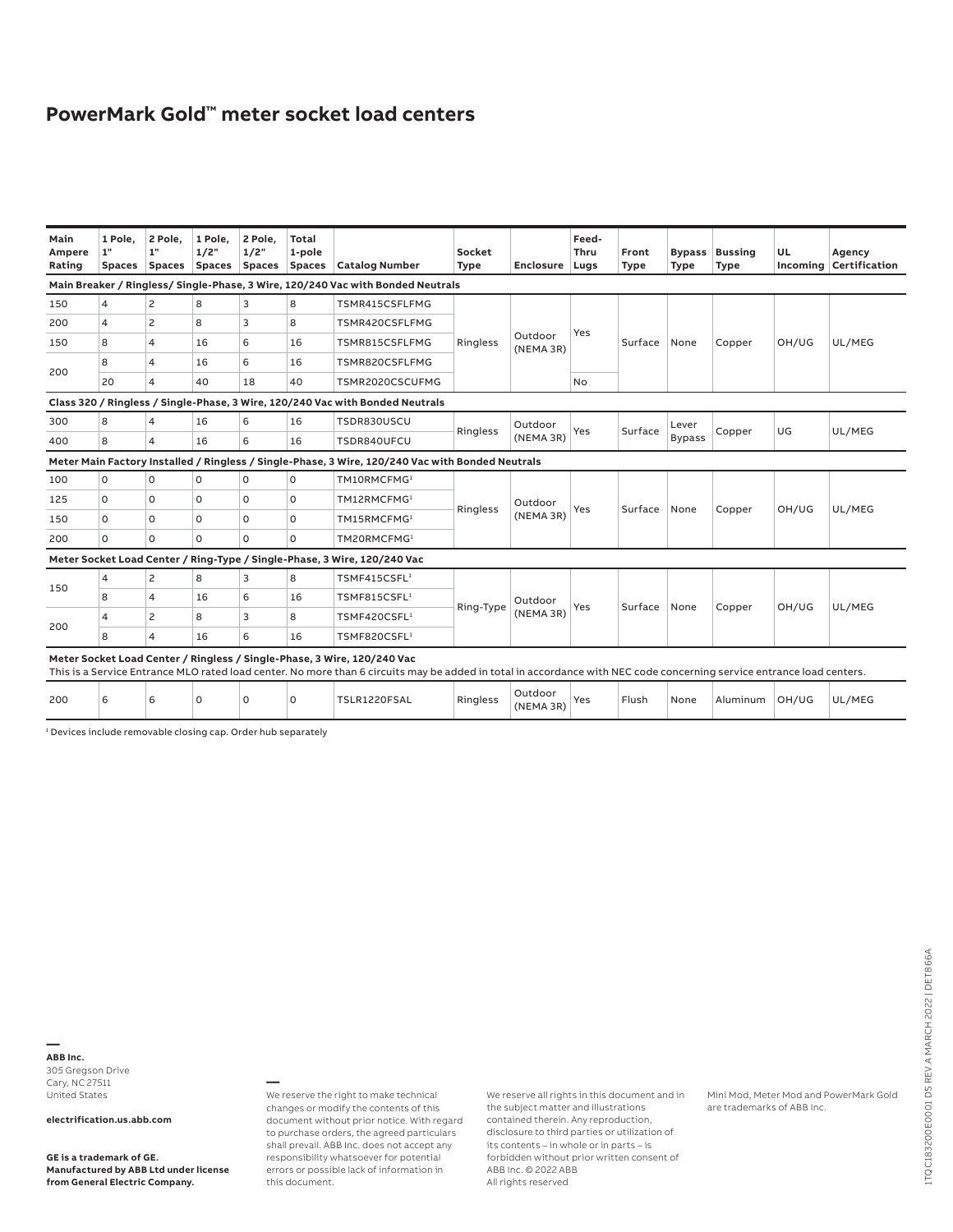## PowerMark Gold™ meter socket load centers

| Main Ampere Rating | 1 Pole, 1" Spaces | 2 Pole, 1" Spaces | 1 Pole, 1/2" Spaces | 2 Pole, 1/2" Spaces | Total 1-pole Spaces | Catalog Number | Socket Type | Enclosure | Feed-Thru Lugs | Front Type | Bypass Type | Bussing Type | UL Incoming | Agency Certification |
|---|---|---|---|---|---|---|---|---|---|---|---|---|---|---|
| **Main Breaker / Ringless/ Single-Phase, 3 Wire, 120/240 Vac with Bonded Neutrals** | | | | | | | | | | | | | | |
| 150 | 4 | 2 | 8 | 3 | 8 | TSMR415CSFLFMG | Ringless | Outdoor (NEMA 3R) | Yes | Surface | None | Copper | OH/UG | UL/MEG |
| 200 | 4 | 2 | 8 | 3 | 8 | TSMR420CSFLFMG | | | | | | | | |
| 150 | 8 | 4 | 16 | 6 | 16 | TSMR815CSFLFMG | | | | | | | | |
| 200 | 8 | 4 | 16 | 6 | 16 | TSMR820CSFLFMG | | | | | | | | |
| | 20 | 4 | 40 | 18 | 40 | TSMR2020CSCUFMG | | | No | | | | | |
| **Class 320 / Ringless / Single-Phase, 3 Wire, 120/240 Vac with Bonded Neutrals** | | | | | | | | | | | | | | |
| 300 | 8 | 4 | 16 | 6 | 16 | TSDR830USCU | Ringless | Outdoor (NEMA 3R) | Yes | Surface | Lever Bypass | Copper | UG | UL/MEG |
| 400 | 8 | 4 | 16 | 6 | 16 | TSDR840UFCU | | | | | | | | |
| **Meter Main Factory Installed / Ringless / Single-Phase, 3 Wire, 120/240 Vac with Bonded Neutrals** | | | | | | | | | | | | | | |
| 100 | 0 | 0 | 0 | 0 | 0 | TM10RMCFMG[1] | Ringless | Outdoor (NEMA 3R) | Yes | Surface | None | Copper | OH/UG | UL/MEG |
| 125 | 0 | 0 | 0 | 0 | 0 | TM12RMCFMG[1] | | | | | | | | |
| 150 | 0 | 0 | 0 | 0 | 0 | TM15RMCFMG[1] | | | | | | | | |
| 200 | 0 | 0 | 0 | 0 | 0 | TM20RMCFMG[1] | | | | | | | | |
| **Meter Socket Load Center / Ring-Type / Single-Phase, 3 Wire, 120/240 Vac** | | | | | | | | | | | | | | |
| 150 | 4 | 2 | 8 | 3 | 8 | TSMF415CSFL[1] | Ring-Type | Outdoor (NEMA 3R) | Yes | Surface | None | Copper | OH/UG | UL/MEG |
| | 8 | 4 | 16 | 6 | 16 | TSMF815CSFL[1] | | | | | | | | |
| 200 | 4 | 2 | 8 | 3 | 8 | TSMF420CSFL[1] | | | | | | | | |
| | 8 | 4 | 16 | 6 | 16 | TSMF820CSFL[1] | | | | | | | | |
| **Meter Socket Load Center / Ringless / Single-Phase, 3 Wire, 120/240 Vac** This is a Service Entrance MLO rated load center. No more than 6 circuits may be added in total in accordance with NEC code concerning service entrance load centers. | | | | | | | | | | | | | | |
| 200 | 6 | 6 | 0 | 0 | 0 | TSLR1220FSAL | Ringless | Outdoor (NEMA 3R) | Yes | Flush | None | Aluminum | OH/UG | UL/MEG |

[1] Devices include removable closing cap. Order hub separately

**ABB Inc.**
305 Gregson Drive
Cary, NC 27511
United States

**electrification.us.abb.com**

**GE is a trademark of GE.**
**Manufactured by ABB Ltd under license from General Electric Company.**

We reserve the right to make technical changes or modify the contents of this document without prior notice. With regard to purchase orders, the agreed particulars shall prevail. ABB Inc. does not accept any responsibility whatsoever for potential errors or possible lack of information in this document.

We reserve all rights in this document and in the subject matter and illustrations contained therein. Any reproduction, disclosure to third parties or utilization of its contents – in whole or in parts – is forbidden without prior written consent of ABB Inc. © 2022 ABB
All rights reserved

Mini Mod, Meter Mod and PowerMark Gold are trademarks of ABB Inc.

1TQC183200E0001 DS REV.A MARCH 2022 | DET866A